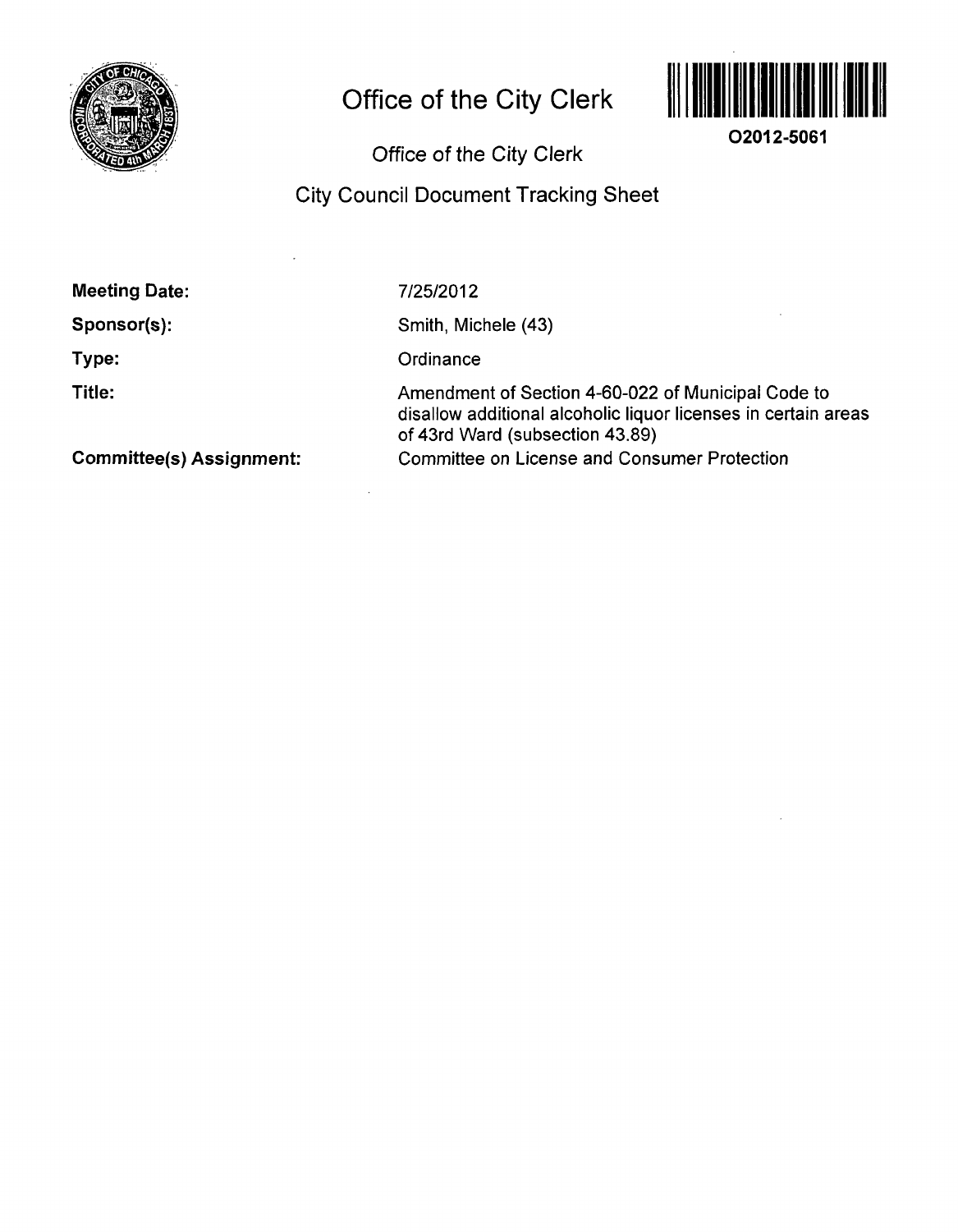# Office of the City Clerk

O2012-5061

## Office of the City Clerk

## City Council Document Tracking Sheet

**Meeting Date:** 7/25/2012

**Sponsor(s):** Smith, Michele (43)

**Type:** Ordinance

**Title:** Amendment of Section 4-60-022 of Municipal Code to disallow additional alcoholic liquor licenses in certain areas of 43rd Ward (subsection 43.89)

**Committee(s) Assignment:** Committee on License and Consumer Protection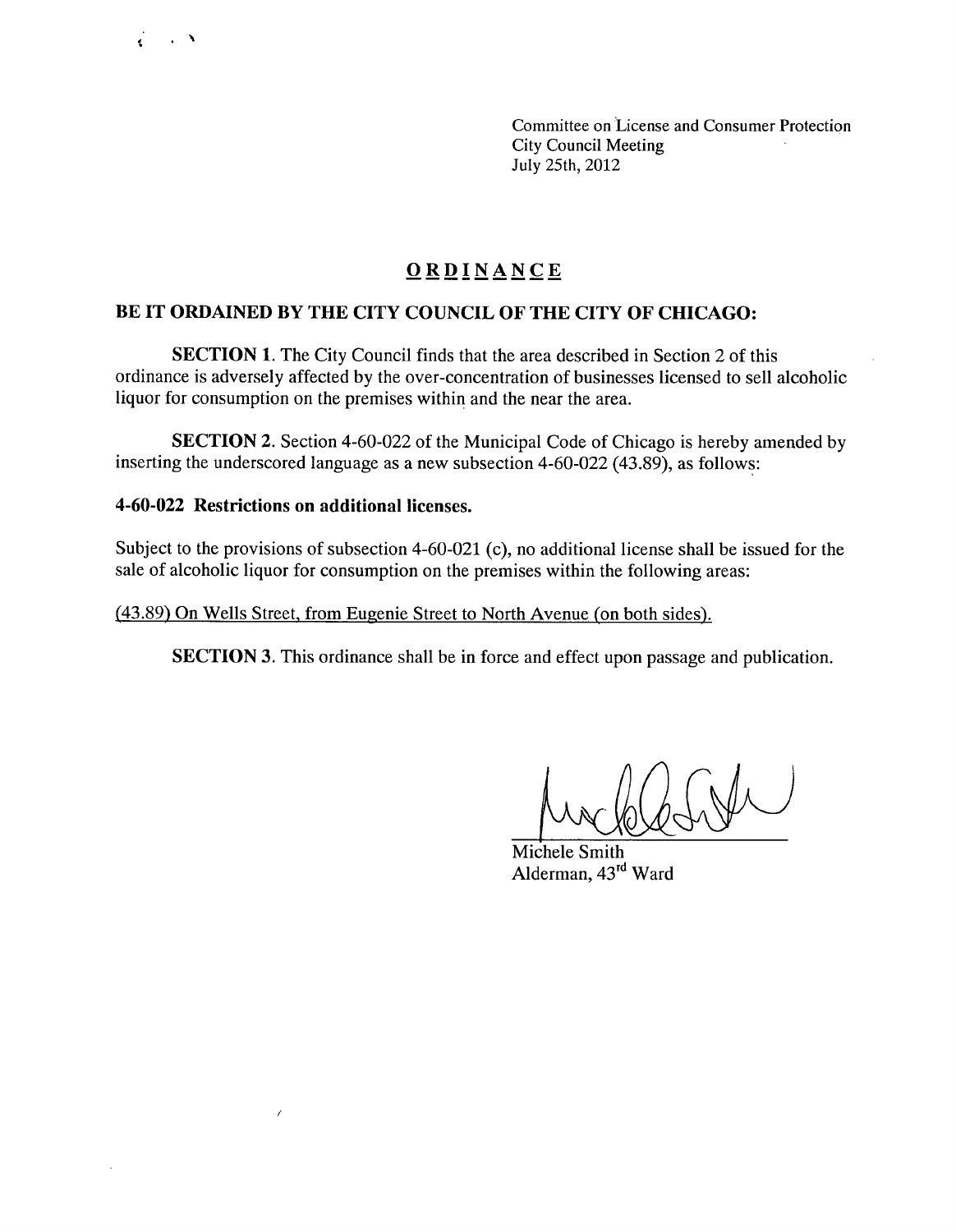Committee on License and Consumer Protection
City Council Meeting
July 25th, 2012

# ORDINANCE

**BE IT ORDAINED BY THE CITY COUNCIL OF THE CITY OF CHICAGO:**

**SECTION 1.** The City Council finds that the area described in Section 2 of this ordinance is adversely affected by the over-concentration of businesses licensed to sell alcoholic liquor for consumption on the premises within and the near the area.

**SECTION 2.** Section 4-60-022 of the Municipal Code of Chicago is hereby amended by inserting the underscored language as a new subsection 4-60-022 (43.89), as follows:

**4-60-022 Restrictions on additional licenses.**

Subject to the provisions of subsection 4-60-021 (c), no additional license shall be issued for the sale of alcoholic liquor for consumption on the premises within the following areas:

<u>(43.89) On Wells Street, from Eugenie Street to North Avenue (on both sides).</u>

**SECTION 3.** This ordinance shall be in force and effect upon passage and publication.

Michele Smith
Alderman, 43rd Ward